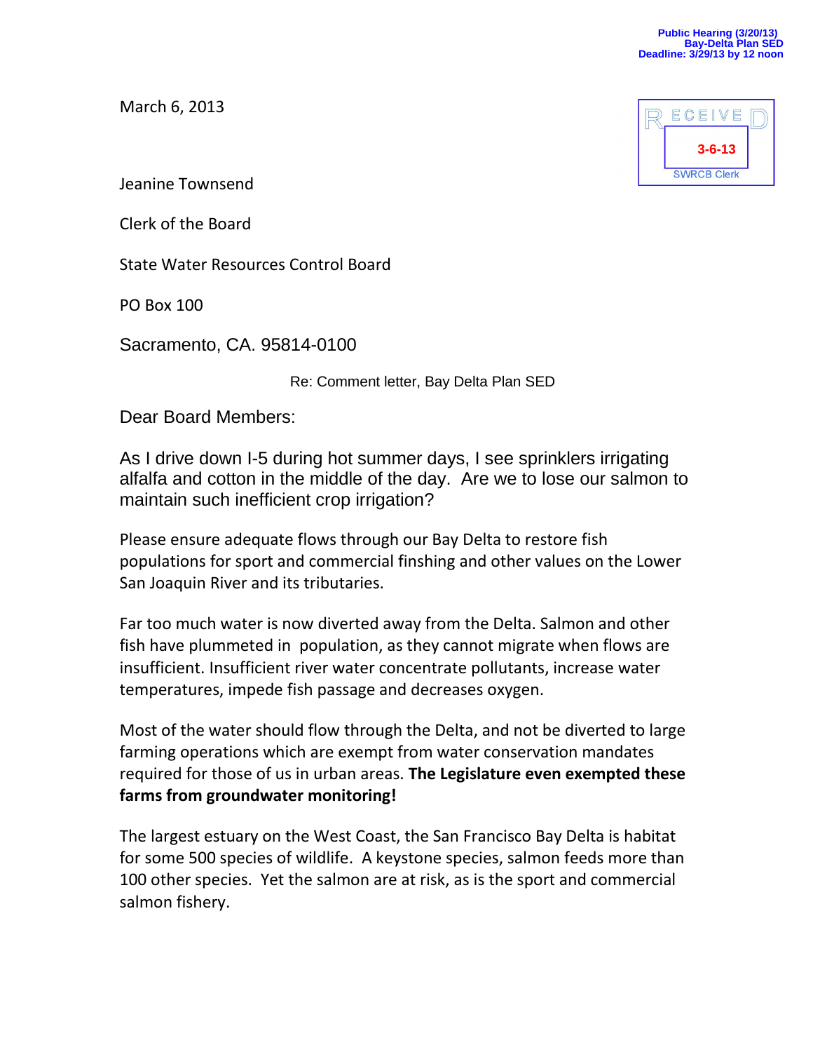Public Hearing (3/20/13)
Bay-Delta Plan SED
Deadline: 3/29/13 by 12 noon

RECEIVED
3-6-13
SWRCB Clerk

March 6, 2013

Jeanine Townsend

Clerk of the Board

State Water Resources Control Board

PO Box 100

Sacramento, CA. 95814-0100

Re: Comment letter, Bay Delta Plan SED

Dear Board Members:

As I drive down I-5 during hot summer days, I see sprinklers irrigating alfalfa and cotton in the middle of the day. Are we to lose our salmon to maintain such inefficient crop irrigation?

Please ensure adequate flows through our Bay Delta to restore fish populations for sport and commercial finshing and other values on the Lower San Joaquin River and its tributaries.

Far too much water is now diverted away from the Delta. Salmon and other fish have plummeted in population, as they cannot migrate when flows are insufficient. Insufficient river water concentrate pollutants, increase water temperatures, impede fish passage and decreases oxygen.

Most of the water should flow through the Delta, and not be diverted to large farming operations which are exempt from water conservation mandates required for those of us in urban areas. **The Legislature even exempted these farms from groundwater monitoring!**

The largest estuary on the West Coast, the San Francisco Bay Delta is habitat for some 500 species of wildlife. A keystone species, salmon feeds more than 100 other species. Yet the salmon are at risk, as is the sport and commercial salmon fishery.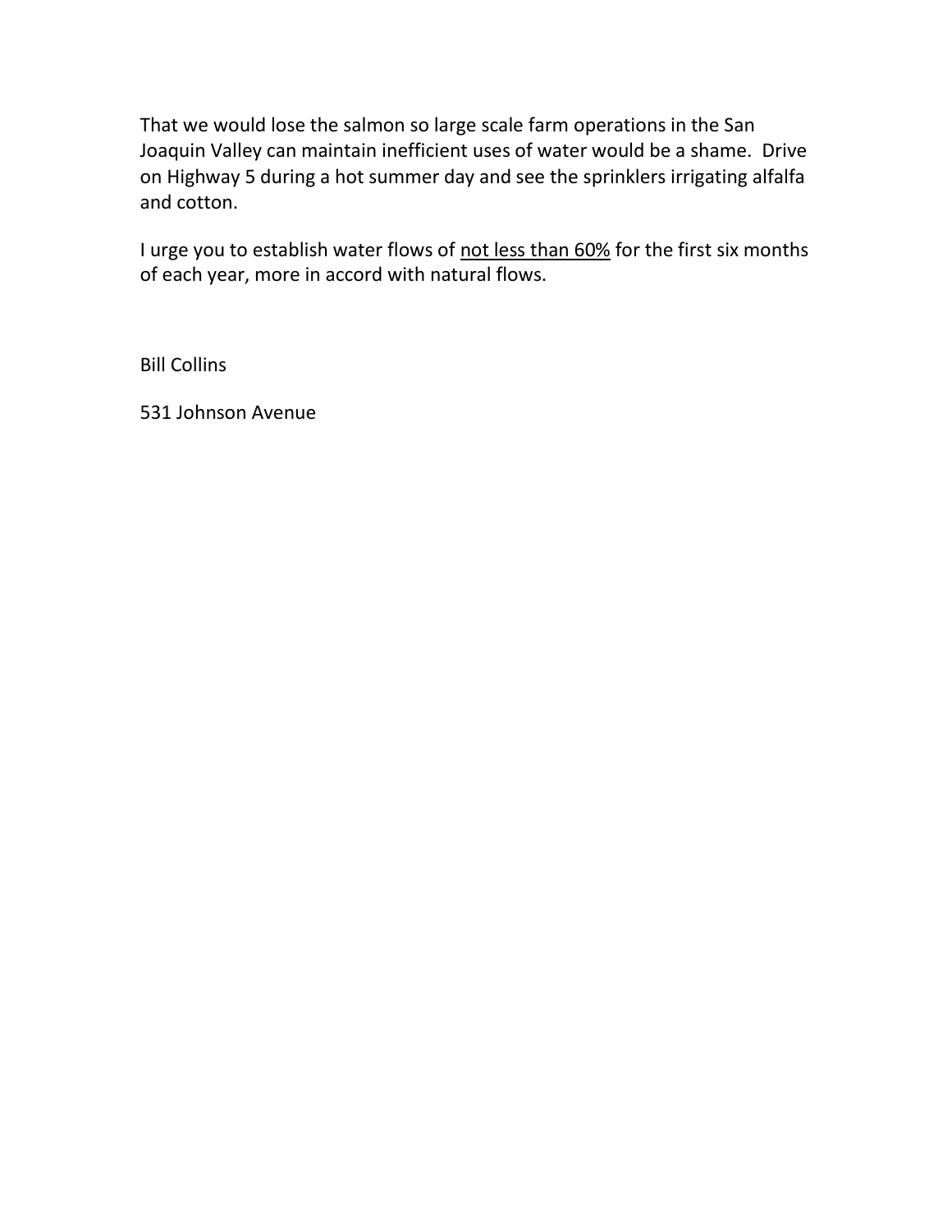That we would lose the salmon so large scale farm operations in the San Joaquin Valley can maintain inefficient uses of water would be a shame. Drive on Highway 5 during a hot summer day and see the sprinklers irrigating alfalfa and cotton.

I urge you to establish water flows of <u>not less than 60%</u> for the first six months of each year, more in accord with natural flows.

Bill Collins

531 Johnson Avenue